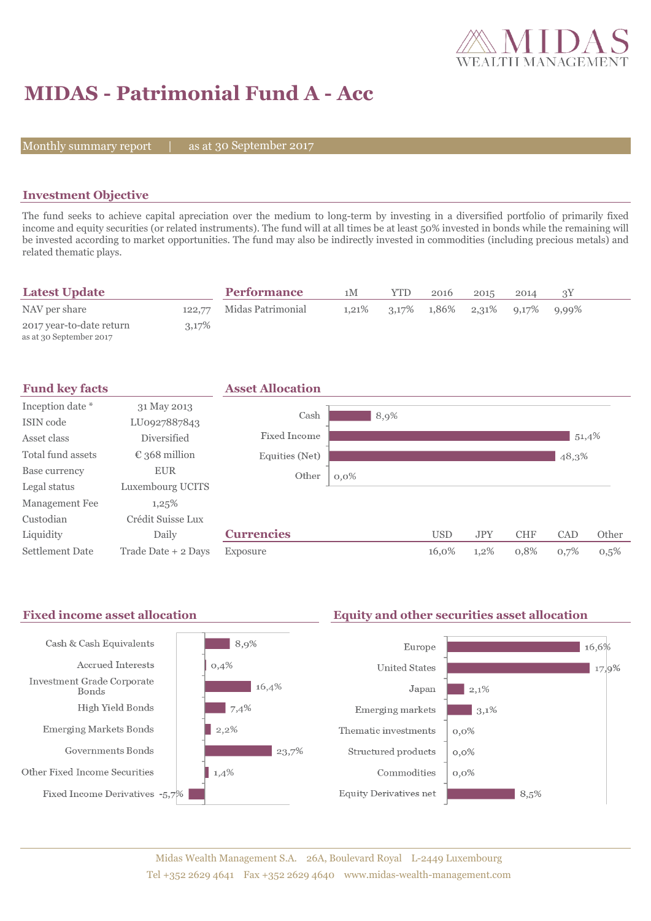# MIDAS - Patrimonial Fund A - Acc

Monthly summary report | as at 30 September 2017

## Investment Objective

The fund seeks to achieve capital apreciation over the medium to long-term by investing in a diversified portfolio of primarily fixed income and equity securities (or related instruments). The fund will at all times be at least 50% invested in bonds while the remaining will be invested according to market opportunities. The fund may also be indirectly invested in commodities (including precious metals) and related thematic plays.

## Latest Update

| | |
|---|---|
| NAV per share | 122,77 |
| 2017 year-to-date return<br>as at 30 September 2017 | 3,17% |

## Performance

| | 1M | YTD | 2016 | 2015 | 2014 | 3Y |
|---|---|---|---|---|---|---|
| Midas Patrimonial | 1,21% | 3,17% | 1,86% | 2,31% | 9,17% | 9,99% |

## Fund key facts

| | |
|---|---|
| Inception date * | 31 May 2013 |
| ISIN code | LU0927887843 |
| Asset class | Diversified |
| Total fund assets | € 368 million |
| Base currency | EUR |
| Legal status | Luxembourg UCITS |
| Management Fee | 1,25% |
| Custodian | Crédit Suisse Lux |
| Liquidity | Daily |
| Settlement Date | Trade Date + 2 Days |

## Asset Allocation

| | |
|---|---|
| Cash | 8,9% |
| Fixed Income | 51,4% |
| Equities (Net) | 48,3% |
| Other | 0,0% |

## Currencies

| | USD | JPY | CHF | CAD | Other |
|---|---|---|---|---|---|
| Exposure | 16,0% | 1,2% | 0,8% | 0,7% | 0,5% |

## Fixed income asset allocation

| | |
|---|---|
| Cash & Cash Equivalents | 8,9% |
| Accrued Interests | 0,4% |
| Investment Grade Corporate Bonds | 16,4% |
| High Yield Bonds | 7,4% |
| Emerging Markets Bonds | 2,2% |
| Governments Bonds | 23,7% |
| Other Fixed Income Securities | 1,4% |
| Fixed Income Derivatives | -5,7% |

## Equity and other securities asset allocation

| | |
|---|---|
| Europe | 16,6% |
| United States | 17,9% |
| Japan | 2,1% |
| Emerging markets | 3,1% |
| Thematic investments | 0,0% |
| Structured products | 0,0% |
| Commodities | 0,0% |
| Equity Derivatives net | 8,5% |

Midas Wealth Management S.A. 26A, Boulevard Royal L-2449 Luxembourg
Tel +352 2629 4641 Fax +352 2629 4640 www.midas-wealth-management.com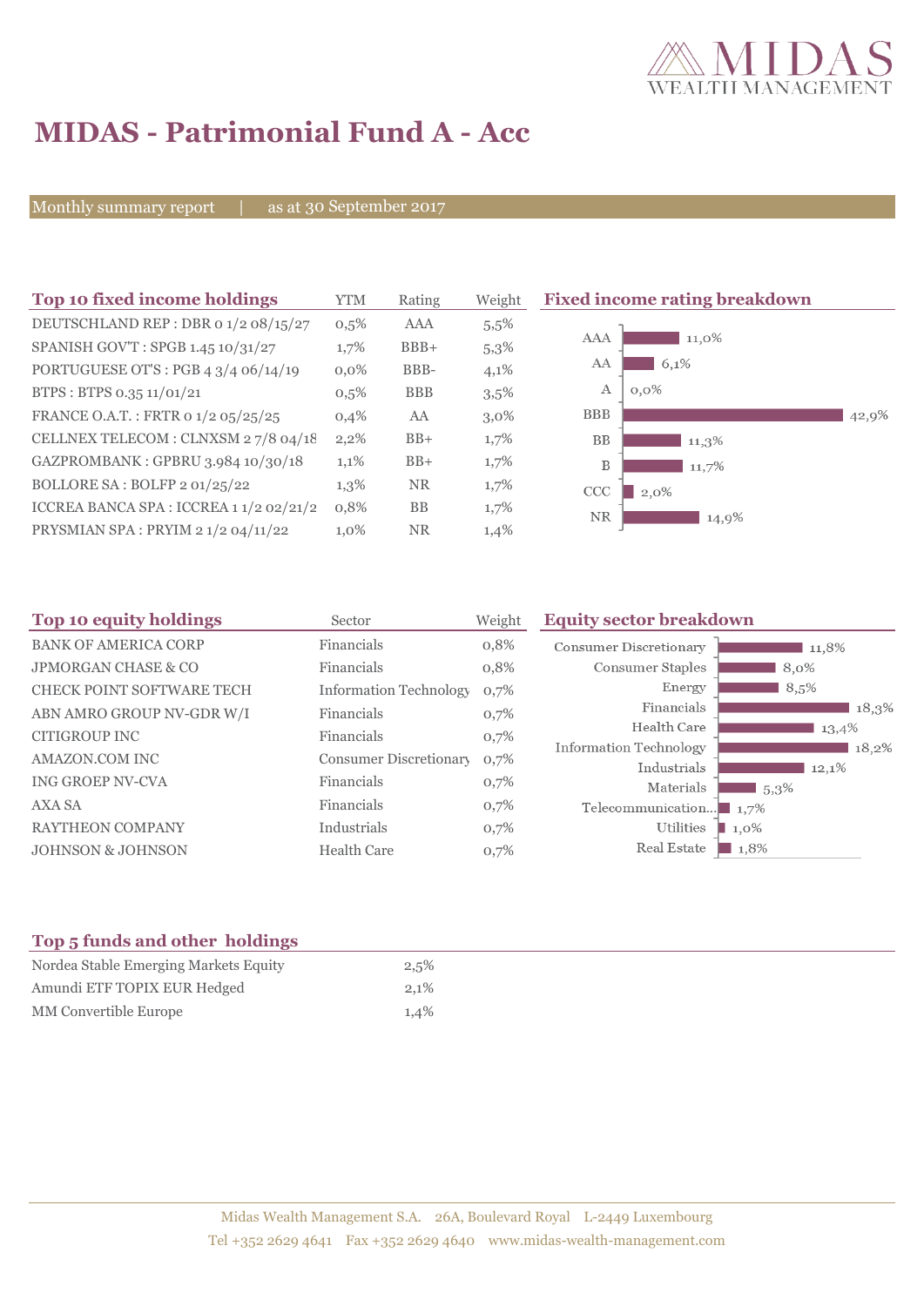# MIDAS - Patrimonial Fund A - Acc

Monthly summary report | as at 30 September 2017

## Top 10 fixed income holdings

| Top 10 fixed income holdings | YTM | Rating | Weight |
|---|---|---|---|
| DEUTSCHLAND REP : DBR 0 1/2 08/15/27 | 0,5% | AAA | 5,5% |
| SPANISH GOV'T : SPGB 1.45 10/31/27 | 1,7% | BBB+ | 5,3% |
| PORTUGUESE OT'S : PGB 4 3/4 06/14/19 | 0,0% | BBB- | 4,1% |
| BTPS : BTPS 0.35 11/01/21 | 0,5% | BBB | 3,5% |
| FRANCE O.A.T. : FRTR 0 1/2 05/25/25 | 0,4% | AA | 3,0% |
| CELLNEX TELECOM : CLNXSM 2 7/8 04/18 | 2,2% | BB+ | 1,7% |
| GAZPROMBANK : GPBRU 3.984 10/30/18 | 1,1% | BB+ | 1,7% |
| BOLLORE SA : BOLFP 2 01/25/22 | 1,3% | NR | 1,7% |
| ICCREA BANCA SPA : ICCREA 1 1/2 02/21/2 | 0,8% | BB | 1,7% |
| PRYSMIAN SPA : PRYIM 2 1/2 04/11/22 | 1,0% | NR | 1,4% |

## Fixed income rating breakdown

| Rating | Weight |
|---|---|
| AAA | 11,0% |
| AA | 6,1% |
| A | 0,0% |
| BBB | 42,9% |
| BB | 11,3% |
| B | 11,7% |
| CCC | 2,0% |
| NR | 14,9% |

## Top 10 equity holdings

| Top 10 equity holdings | Sector | Weight |
|---|---|---|
| BANK OF AMERICA CORP | Financials | 0,8% |
| JPMORGAN CHASE & CO | Financials | 0,8% |
| CHECK POINT SOFTWARE TECH | Information Technology | 0,7% |
| ABN AMRO GROUP NV-GDR W/I | Financials | 0,7% |
| CITIGROUP INC | Financials | 0,7% |
| AMAZON.COM INC | Consumer Discretionary | 0,7% |
| ING GROEP NV-CVA | Financials | 0,7% |
| AXA SA | Financials | 0,7% |
| RAYTHEON COMPANY | Industrials | 0,7% |
| JOHNSON & JOHNSON | Health Care | 0,7% |

## Equity sector breakdown

| Sector | Weight |
|---|---|
| Consumer Discretionary | 11,8% |
| Consumer Staples | 8,0% |
| Energy | 8,5% |
| Financials | 18,3% |
| Health Care | 13,4% |
| Information Technology | 18,2% |
| Industrials | 12,1% |
| Materials | 5,3% |
| Telecommunication... | 1,7% |
| Utilities | 1,0% |
| Real Estate | 1,8% |

## Top 5 funds and other holdings

| Top 5 funds and other holdings | |
|---|---|
| Nordea Stable Emerging Markets Equity | 2,5% |
| Amundi ETF TOPIX EUR Hedged | 2,1% |
| MM Convertible Europe | 1,4% |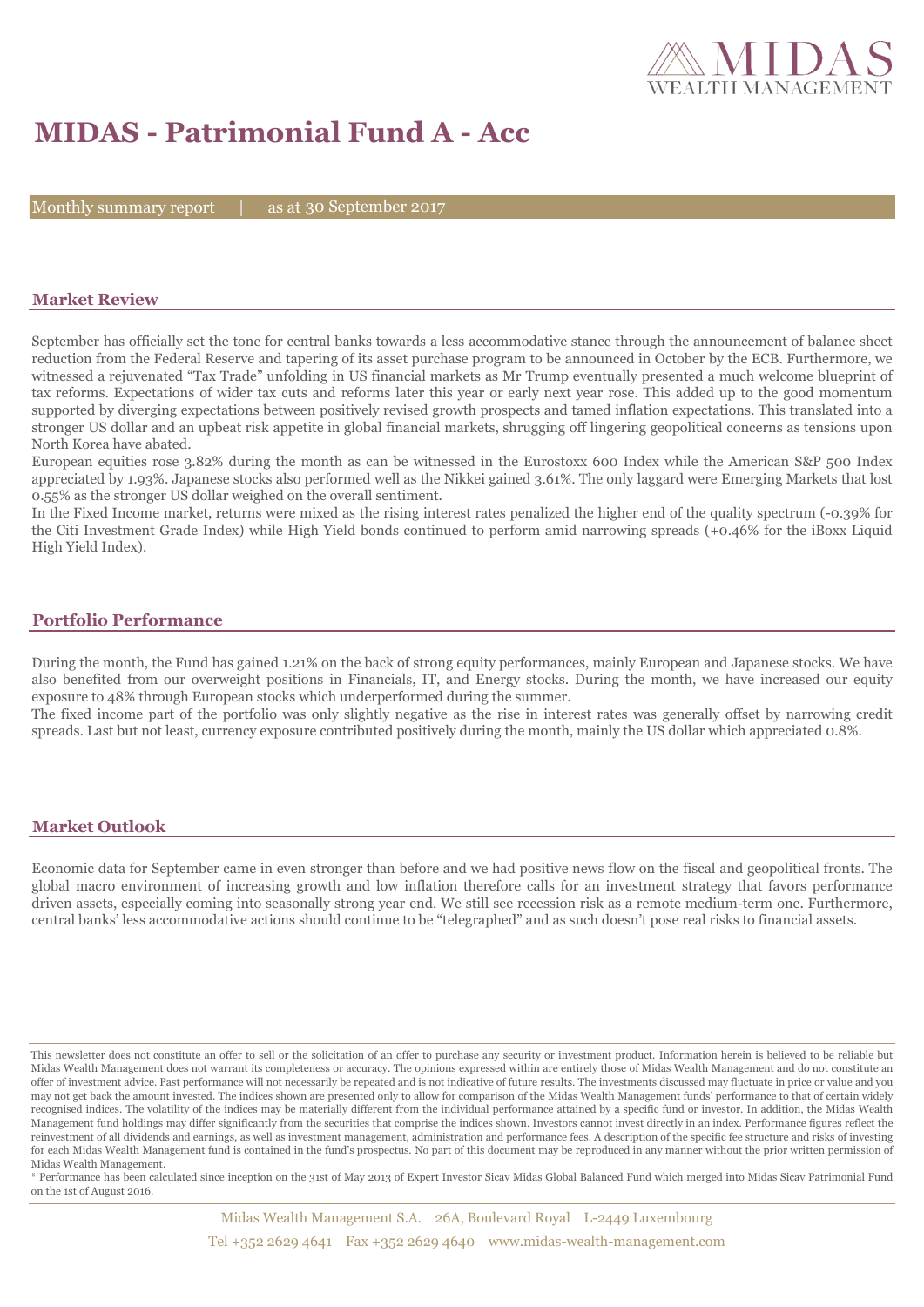# MIDAS - Patrimonial Fund A - Acc

Monthly summary report | as at 30 September 2017

## Market Review

September has officially set the tone for central banks towards a less accommodative stance through the announcement of balance sheet reduction from the Federal Reserve and tapering of its asset purchase program to be announced in October by the ECB. Furthermore, we witnessed a rejuvenated "Tax Trade" unfolding in US financial markets as Mr Trump eventually presented a much welcome blueprint of tax reforms. Expectations of wider tax cuts and reforms later this year or early next year rose. This added up to the good momentum supported by diverging expectations between positively revised growth prospects and tamed inflation expectations. This translated into a stronger US dollar and an upbeat risk appetite in global financial markets, shrugging off lingering geopolitical concerns as tensions upon North Korea have abated.

European equities rose 3.82% during the month as can be witnessed in the Eurostoxx 600 Index while the American S&P 500 Index appreciated by 1.93%. Japanese stocks also performed well as the Nikkei gained 3.61%. The only laggard were Emerging Markets that lost 0.55% as the stronger US dollar weighed on the overall sentiment.

In the Fixed Income market, returns were mixed as the rising interest rates penalized the higher end of the quality spectrum (-0.39% for the Citi Investment Grade Index) while High Yield bonds continued to perform amid narrowing spreads (+0.46% for the iBoxx Liquid High Yield Index).

## Portfolio Performance

During the month, the Fund has gained 1.21% on the back of strong equity performances, mainly European and Japanese stocks. We have also benefited from our overweight positions in Financials, IT, and Energy stocks. During the month, we have increased our equity exposure to 48% through European stocks which underperformed during the summer.

The fixed income part of the portfolio was only slightly negative as the rise in interest rates was generally offset by narrowing credit spreads. Last but not least, currency exposure contributed positively during the month, mainly the US dollar which appreciated 0.8%.

## Market Outlook

Economic data for September came in even stronger than before and we had positive news flow on the fiscal and geopolitical fronts. The global macro environment of increasing growth and low inflation therefore calls for an investment strategy that favors performance driven assets, especially coming into seasonally strong year end. We still see recession risk as a remote medium-term one. Furthermore, central banks' less accommodative actions should continue to be "telegraphed" and as such doesn't pose real risks to financial assets.

This newsletter does not constitute an offer to sell or the solicitation of an offer to purchase any security or investment product. Information herein is believed to be reliable but Midas Wealth Management does not warrant its completeness or accuracy. The opinions expressed within are entirely those of Midas Wealth Management and do not constitute an offer of investment advice. Past performance will not necessarily be repeated and is not indicative of future results. The investments discussed may fluctuate in price or value and you may not get back the amount invested. The indices shown are presented only to allow for comparison of the Midas Wealth Management funds' performance to that of certain widely recognised indices. The volatility of the indices may be materially different from the individual performance attained by a specific fund or investor. In addition, the Midas Wealth Management fund holdings may differ significantly from the securities that comprise the indices shown. Investors cannot invest directly in an index. Performance figures reflect the reinvestment of all dividends and earnings, as well as investment management, administration and performance fees. A description of the specific fee structure and risks of investing for each Midas Wealth Management fund is contained in the fund's prospectus. No part of this document may be reproduced in any manner without the prior written permission of Midas Wealth Management.

* Performance has been calculated since inception on the 31st of May 2013 of Expert Investor Sicav Midas Global Balanced Fund which merged into Midas Sicav Patrimonial Fund on the 1st of August 2016.

Midas Wealth Management S.A. 26A, Boulevard Royal L-2449 Luxembourg
Tel +352 2629 4641 Fax +352 2629 4640 www.midas-wealth-management.com